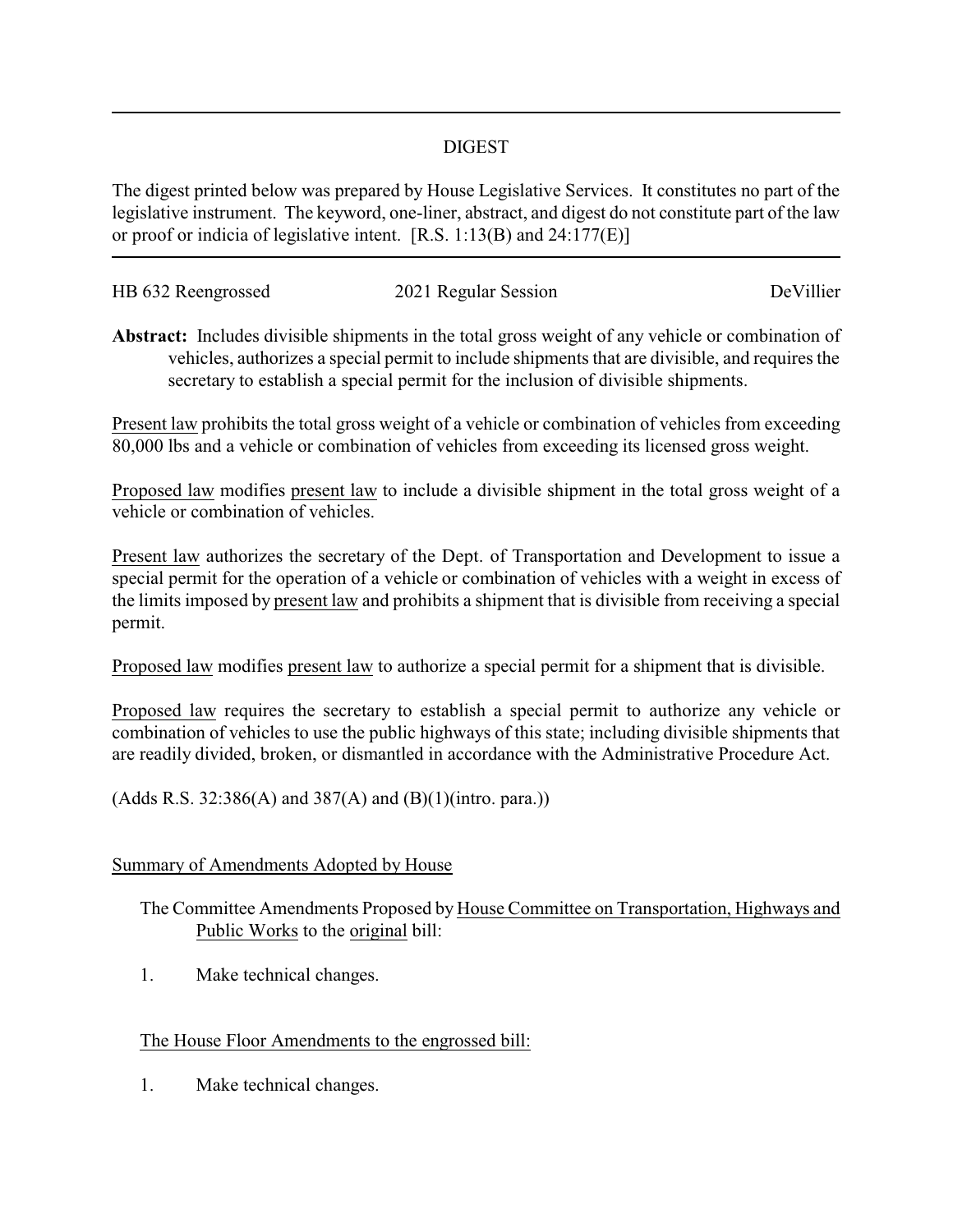## DIGEST

The digest printed below was prepared by House Legislative Services. It constitutes no part of the legislative instrument. The keyword, one-liner, abstract, and digest do not constitute part of the law or proof or indicia of legislative intent. [R.S. 1:13(B) and 24:177(E)]

HB 632 Reengrossed | 2021 Regular Session | DeVillier

**Abstract:** Includes divisible shipments in the total gross weight of any vehicle or combination of vehicles, authorizes a special permit to include shipments that are divisible, and requires the secretary to establish a special permit for the inclusion of divisible shipments.

Present law prohibits the total gross weight of a vehicle or combination of vehicles from exceeding 80,000 lbs and a vehicle or combination of vehicles from exceeding its licensed gross weight.

Proposed law modifies present law to include a divisible shipment in the total gross weight of a vehicle or combination of vehicles.

Present law authorizes the secretary of the Dept. of Transportation and Development to issue a special permit for the operation of a vehicle or combination of vehicles with a weight in excess of the limits imposed by present law and prohibits a shipment that is divisible from receiving a special permit.

Proposed law modifies present law to authorize a special permit for a shipment that is divisible.

Proposed law requires the secretary to establish a special permit to authorize any vehicle or combination of vehicles to use the public highways of this state; including divisible shipments that are readily divided, broken, or dismantled in accordance with the Administrative Procedure Act.

(Adds R.S. 32:386(A) and 387(A) and (B)(1)(intro. para.))

Summary of Amendments Adopted by House

The Committee Amendments Proposed by House Committee on Transportation, Highways and Public Works to the original bill:

1. Make technical changes.

The House Floor Amendments to the engrossed bill:

1. Make technical changes.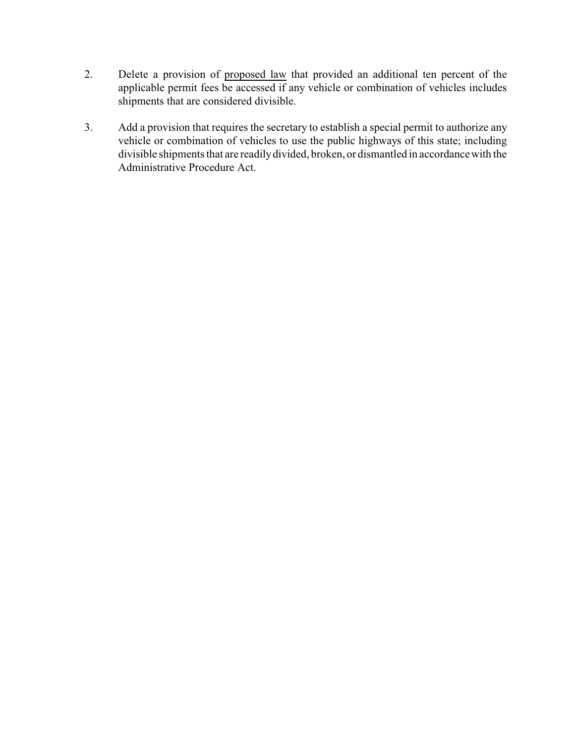2. Delete a provision of <u>proposed law</u> that provided an additional ten percent of the applicable permit fees be accessed if any vehicle or combination of vehicles includes shipments that are considered divisible.

3. Add a provision that requires the secretary to establish a special permit to authorize any vehicle or combination of vehicles to use the public highways of this state; including divisible shipments that are readily divided, broken, or dismantled in accordance with the Administrative Procedure Act.